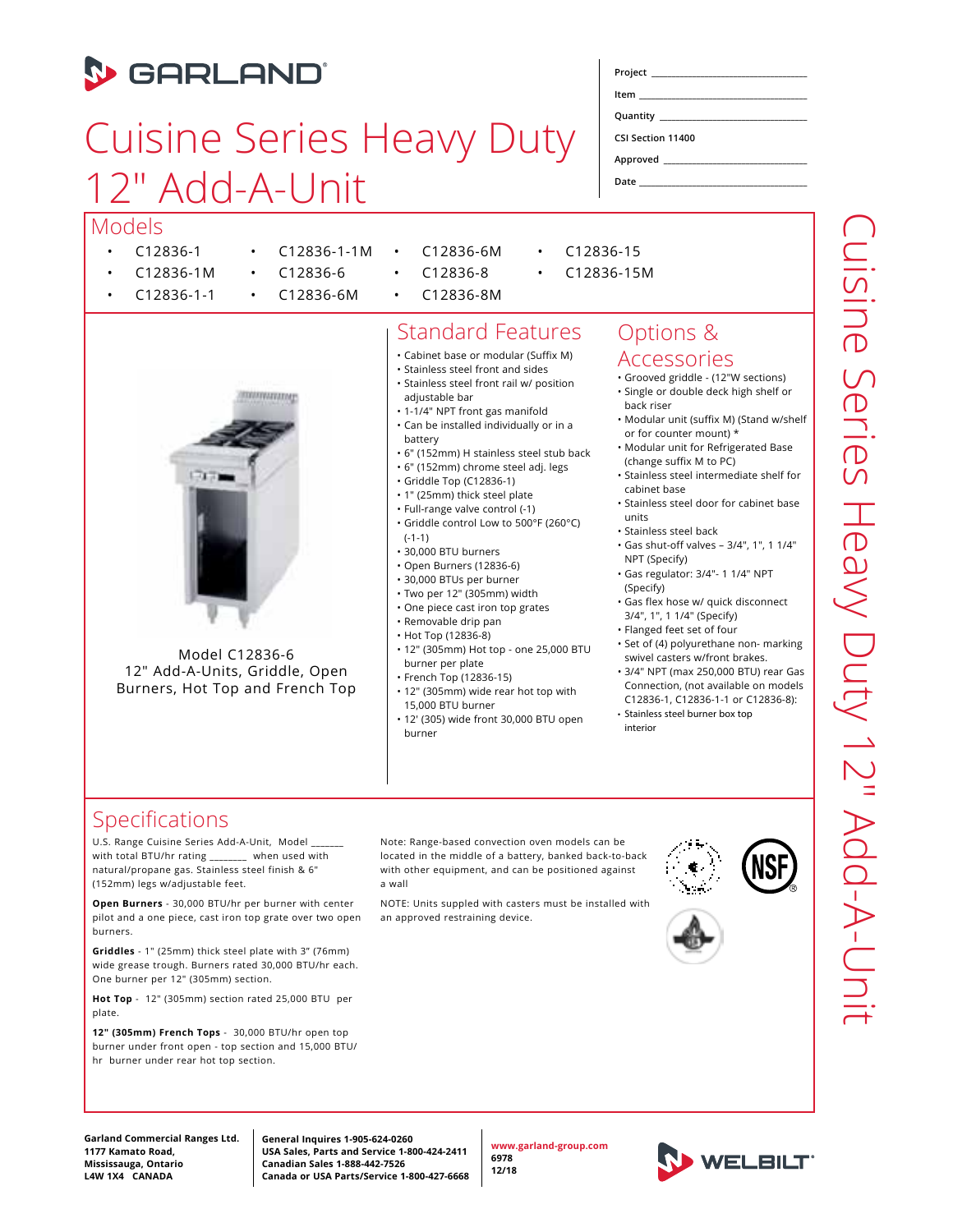# GARLAND

# Cuisine Series Heavy Duty 12" Add-A-Unit

Project ______________________

Item ______________________

Quantity ______________________

CSI Section 11400

Approved ______________________

Date ______________________

## Models

- C12836-1
- C12836-1M
- C12836-1-1
- C12836-1-1M
- C12836-6
- C12836-6M
- C12836-6M
- C12836-8
- C12836-8M
- C12836-15
- C12836-15M

Model C12836-6
12" Add-A-Units, Griddle, Open Burners, Hot Top and French Top

## Standard Features

- Cabinet base or modular (Suffix M)
- Stainless steel front and sides
- Stainless steel front rail w/ position adjustable bar
- 1-1/4" NPT front gas manifold
- Can be installed individually or in a battery
- 6" (152mm) H stainless steel stub back
- 6" (152mm) chrome steel adj. legs
- Griddle Top (C12836-1)
- 1" (25mm) thick steel plate
- Full-range valve control (-1)
- Griddle control Low to 500°F (260°C) (-1-1)
- 30,000 BTU burners
- Open Burners (12836-6)
- 30,000 BTUs per burner
- Two per 12" (305mm) width
- One piece cast iron top grates
- Removable drip pan
- Hot Top (12836-8)
- 12" (305mm) Hot top - one 25,000 BTU burner per plate
- French Top (12836-15)
- 12" (305mm) wide rear hot top with 15,000 BTU burner
- 12' (305) wide front 30,000 BTU open burner

## Options & Accessories

- Grooved griddle - (12"W sections)
- Single or double deck high shelf or back riser
- Modular unit (suffix M) (Stand w/shelf or for counter mount) *
- Modular unit for Refrigerated Base (change suffix M to PC)
- Stainless steel intermediate shelf for cabinet base
- Stainless steel door for cabinet base units
- Stainless steel back
- Gas shut-off valves – 3/4", 1", 1 1/4" NPT (Specify)
- Gas regulator: 3/4"- 1 1/4" NPT (Specify)
- Gas flex hose w/ quick disconnect 3/4", 1", 1 1/4" (Specify)
- Flanged feet set of four
- Set of (4) polyurethane non- marking swivel casters w/front brakes.
- 3/4" NPT (max 250,000 BTU) rear Gas Connection, (not available on models C12836-1, C12836-1-1 or C12836-8):
- Stainless steel burner box top interior

## Specifications

U.S. Range Cuisine Series Add-A-Unit, Model ______ with total BTU/hr rating _______ when used with natural/propane gas. Stainless steel finish & 6" (152mm) legs w/adjustable feet.

**Open Burners** - 30,000 BTU/hr per burner with center pilot and a one piece, cast iron top grate over two open burners.

**Griddles** - 1" (25mm) thick steel plate with 3" (76mm) wide grease trough. Burners rated 30,000 BTU/hr each. One burner per 12" (305mm) section.

**Hot Top** - 12" (305mm) section rated 25,000 BTU per plate.

**12" (305mm) French Tops** - 30,000 BTU/hr open top burner under front open - top section and 15,000 BTU/hr burner under rear hot top section.

Note: Range-based convection oven models can be located in the middle of a battery, banked back-to-back with other equipment, and can be positioned against a wall

NOTE: Units supplied with casters must be installed with an approved restraining device.

**Garland Commercial Ranges Ltd.**
**1177 Kamato Road,**
**Mississauga, Ontario**
**L4W 1X4 CANADA**

**General Inquires 1-905-624-0260**
**USA Sales, Parts and Service 1-800-424-2411**
**Canadian Sales 1-888-442-7526**
**Canada or USA Parts/Service 1-800-427-6668**

**www.garland-group.com**
**6978**
**12/18**

WELBILT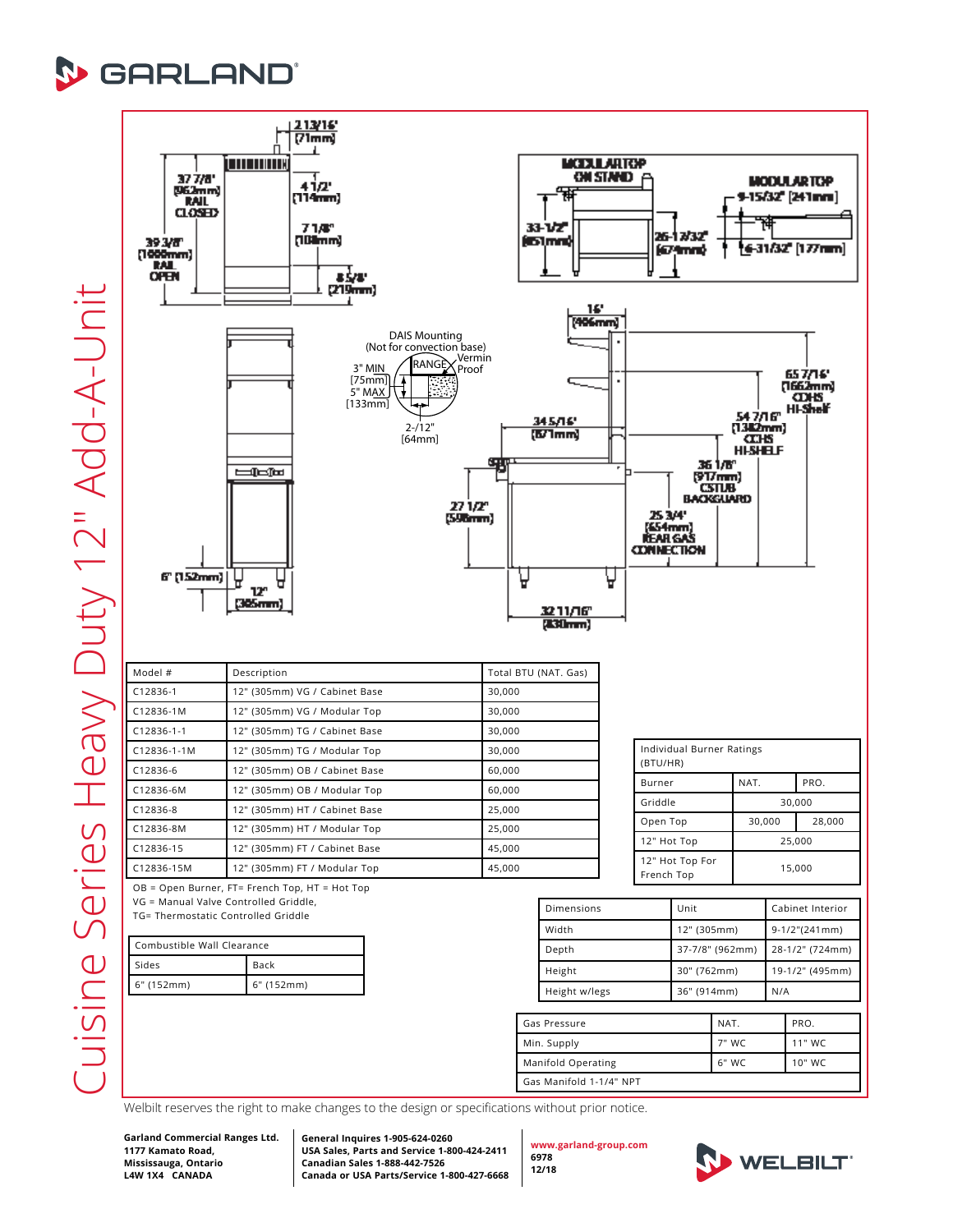# GARLAND

## Cuisine Series Heavy Duty 12" Add-A-Unit

2 13/16" [71mm]

37 7/8" [962mm] RAIL CLOSED

4 1/2" [114mm]

7 1/8" [108mm]

39 3/8" [1000mm] RAIL OPEN

8 5/8" [219mm]

MODULAR TOP ON STAND

33-1/2" [851mm]

26-17/32" [674mm]

MODULAR TOP

9-15/32" [241mm]

6-31/32" [177mm]

DAIS Mounting (Not for convection base)

RANGE

Vermin Proof

3" MIN [75mm]

5" MAX [133mm]

2-1/2" [64mm]

16" [406mm]

65 7/16" [1662mm] CCHS HI-Shelf

54 7/16" [1382mm] CCHS HI-SHELF

34 5/16" [871mm]

36 1/8" [917mm] CSTUB BACKGUARD

27 1/2" [598mm]

25 3/4" [654mm] REAR GAS CONNECTION

6" [152mm]

12" [305mm]

32 11/16" [830mm]

| Model # | Description | Total BTU (NAT. Gas) |
|---|---|---|
| C12836-1 | 12" (305mm) VG / Cabinet Base | 30,000 |
| C12836-1M | 12" (305mm) VG / Modular Top | 30,000 |
| C12836-1-1 | 12" (305mm) TG / Cabinet Base | 30,000 |
| C12836-1-1M | 12" (305mm) TG / Modular Top | 30,000 |
| C12836-6 | 12" (305mm) OB / Cabinet Base | 60,000 |
| C12836-6M | 12" (305mm) OB / Modular Top | 60,000 |
| C12836-8 | 12" (305mm) HT / Cabinet Base | 25,000 |
| C12836-8M | 12" (305mm) HT / Modular Top | 25,000 |
| C12836-15 | 12" (305mm) FT / Cabinet Base | 45,000 |
| C12836-15M | 12" (305mm) FT / Modular Top | 45,000 |

OB = Open Burner, FT= French Top, HT = Hot Top
VG = Manual Valve Controlled Griddle,
TG= Thermostatic Controlled Griddle

| Individual Burner Ratings (BTU/HR) | | |
|---|---|---|
| Burner | NAT. | PRO. |
| Griddle | 30,000 | |
| Open Top | 30,000 | 28,000 |
| 12" Hot Top | 25,000 | |
| 12" Hot Top For French Top | 15,000 | |

| Combustible Wall Clearance | |
|---|---|
| Sides | Back |
| 6" (152mm) | 6" (152mm) |

| Dimensions | Unit | Cabinet Interior |
|---|---|---|
| Width | 12" (305mm) | 9-1/2"(241mm) |
| Depth | 37-7/8" (962mm) | 28-1/2" (724mm) |
| Height | 30" (762mm) | 19-1/2" (495mm) |
| Height w/legs | 36" (914mm) | N/A |

| Gas Pressure | NAT. | PRO. |
|---|---|---|
| Min. Supply | 7" WC | 11" WC |
| Manifold Operating | 6" WC | 10" WC |
| Gas Manifold 1-1/4" NPT | | |

Welbilt reserves the right to make changes to the design or specifications without prior notice.

**Garland Commercial Ranges Ltd.**
**1177 Kamato Road,**
**Mississauga, Ontario**
**L4W 1X4 CANADA**

**General Inquires 1-905-624-0260**
**USA Sales, Parts and Service 1-800-424-2411**
**Canadian Sales 1-888-442-7526**
**Canada or USA Parts/Service 1-800-427-6668**

**www.garland-group.com**
**6978**
**12/18**

WELBILT